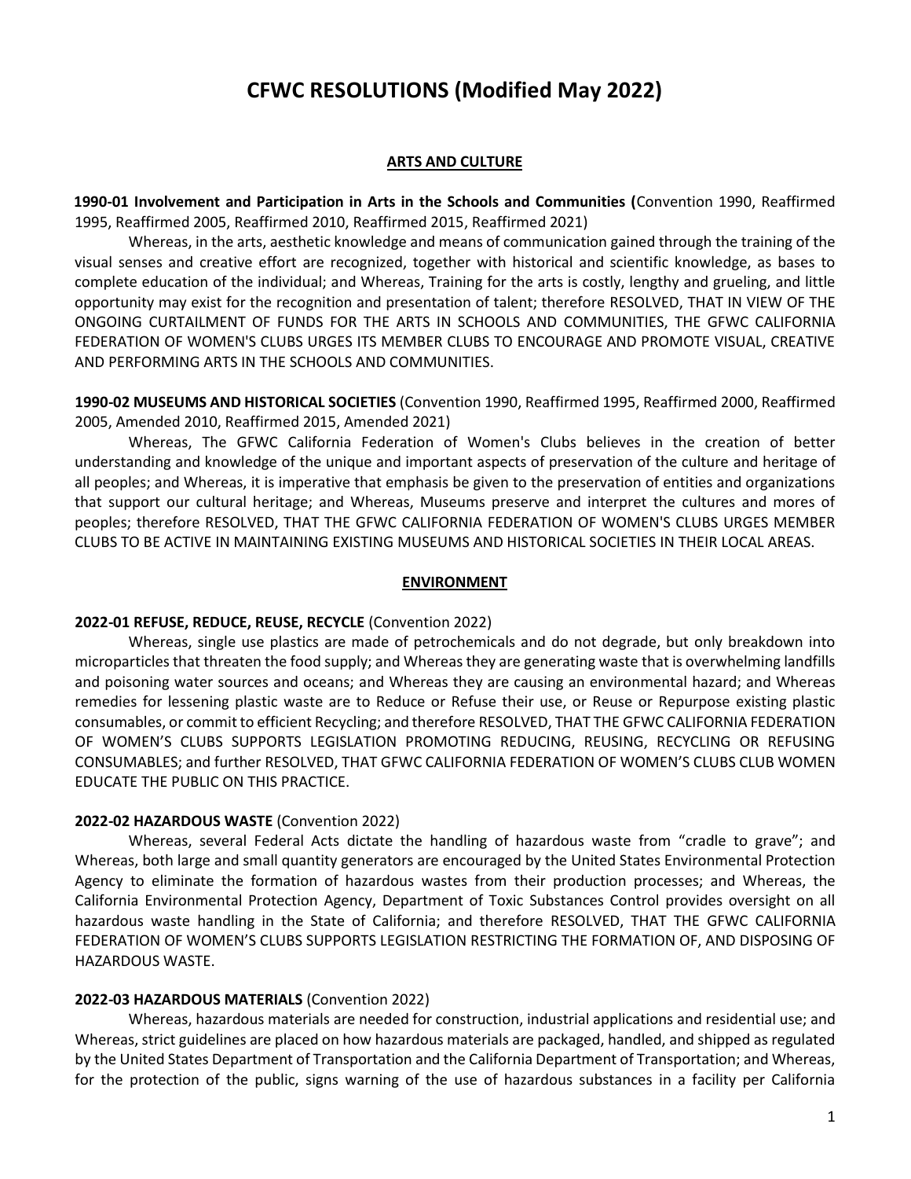# CFWC RESOLUTIONS (Modified May 2022)

## ARTS AND CULTURE

**1990-01 Involvement and Participation in Arts in the Schools and Communities (**Convention 1990, Reaffirmed 1995, Reaffirmed 2005, Reaffirmed 2010, Reaffirmed 2015, Reaffirmed 2021)

Whereas, in the arts, aesthetic knowledge and means of communication gained through the training of the visual senses and creative effort are recognized, together with historical and scientific knowledge, as bases to complete education of the individual; and Whereas, Training for the arts is costly, lengthy and grueling, and little opportunity may exist for the recognition and presentation of talent; therefore RESOLVED, THAT IN VIEW OF THE ONGOING CURTAILMENT OF FUNDS FOR THE ARTS IN SCHOOLS AND COMMUNITIES, THE GFWC CALIFORNIA FEDERATION OF WOMEN'S CLUBS URGES ITS MEMBER CLUBS TO ENCOURAGE AND PROMOTE VISUAL, CREATIVE AND PERFORMING ARTS IN THE SCHOOLS AND COMMUNITIES.

**1990-02 MUSEUMS AND HISTORICAL SOCIETIES** (Convention 1990, Reaffirmed 1995, Reaffirmed 2000, Reaffirmed 2005, Amended 2010, Reaffirmed 2015, Amended 2021)

Whereas, The GFWC California Federation of Women's Clubs believes in the creation of better understanding and knowledge of the unique and important aspects of preservation of the culture and heritage of all peoples; and Whereas, it is imperative that emphasis be given to the preservation of entities and organizations that support our cultural heritage; and Whereas, Museums preserve and interpret the cultures and mores of peoples; therefore RESOLVED, THAT THE GFWC CALIFORNIA FEDERATION OF WOMEN'S CLUBS URGES MEMBER CLUBS TO BE ACTIVE IN MAINTAINING EXISTING MUSEUMS AND HISTORICAL SOCIETIES IN THEIR LOCAL AREAS.

## ENVIRONMENT

**2022-01 REFUSE, REDUCE, REUSE, RECYCLE** (Convention 2022)

Whereas, single use plastics are made of petrochemicals and do not degrade, but only breakdown into microparticles that threaten the food supply; and Whereas they are generating waste that is overwhelming landfills and poisoning water sources and oceans; and Whereas they are causing an environmental hazard; and Whereas remedies for lessening plastic waste are to Reduce or Refuse their use, or Reuse or Repurpose existing plastic consumables, or commit to efficient Recycling; and therefore RESOLVED, THAT THE GFWC CALIFORNIA FEDERATION OF WOMEN'S CLUBS SUPPORTS LEGISLATION PROMOTING REDUCING, REUSING, RECYCLING OR REFUSING CONSUMABLES; and further RESOLVED, THAT GFWC CALIFORNIA FEDERATION OF WOMEN'S CLUBS CLUB WOMEN EDUCATE THE PUBLIC ON THIS PRACTICE.

**2022-02 HAZARDOUS WASTE** (Convention 2022)

Whereas, several Federal Acts dictate the handling of hazardous waste from "cradle to grave"; and Whereas, both large and small quantity generators are encouraged by the United States Environmental Protection Agency to eliminate the formation of hazardous wastes from their production processes; and Whereas, the California Environmental Protection Agency, Department of Toxic Substances Control provides oversight on all hazardous waste handling in the State of California; and therefore RESOLVED, THAT THE GFWC CALIFORNIA FEDERATION OF WOMEN'S CLUBS SUPPORTS LEGISLATION RESTRICTING THE FORMATION OF, AND DISPOSING OF HAZARDOUS WASTE.

**2022-03 HAZARDOUS MATERIALS** (Convention 2022)

Whereas, hazardous materials are needed for construction, industrial applications and residential use; and Whereas, strict guidelines are placed on how hazardous materials are packaged, handled, and shipped as regulated by the United States Department of Transportation and the California Department of Transportation; and Whereas, for the protection of the public, signs warning of the use of hazardous substances in a facility per California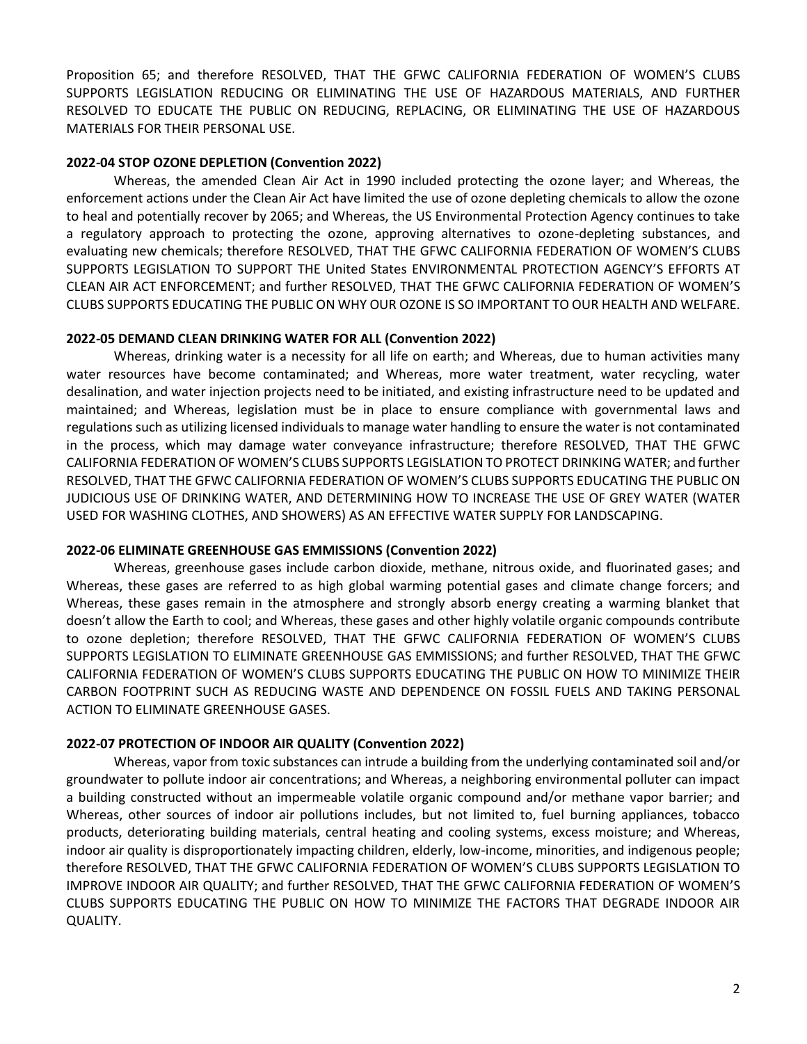Proposition 65; and therefore RESOLVED, THAT THE GFWC CALIFORNIA FEDERATION OF WOMEN'S CLUBS SUPPORTS LEGISLATION REDUCING OR ELIMINATING THE USE OF HAZARDOUS MATERIALS, AND FURTHER RESOLVED TO EDUCATE THE PUBLIC ON REDUCING, REPLACING, OR ELIMINATING THE USE OF HAZARDOUS MATERIALS FOR THEIR PERSONAL USE.

**2022-04 STOP OZONE DEPLETION (Convention 2022)**

Whereas, the amended Clean Air Act in 1990 included protecting the ozone layer; and Whereas, the enforcement actions under the Clean Air Act have limited the use of ozone depleting chemicals to allow the ozone to heal and potentially recover by 2065; and Whereas, the US Environmental Protection Agency continues to take a regulatory approach to protecting the ozone, approving alternatives to ozone-depleting substances, and evaluating new chemicals; therefore RESOLVED, THAT THE GFWC CALIFORNIA FEDERATION OF WOMEN'S CLUBS SUPPORTS LEGISLATION TO SUPPORT THE United States ENVIRONMENTAL PROTECTION AGENCY'S EFFORTS AT CLEAN AIR ACT ENFORCEMENT; and further RESOLVED, THAT THE GFWC CALIFORNIA FEDERATION OF WOMEN'S CLUBS SUPPORTS EDUCATING THE PUBLIC ON WHY OUR OZONE IS SO IMPORTANT TO OUR HEALTH AND WELFARE.

**2022-05 DEMAND CLEAN DRINKING WATER FOR ALL (Convention 2022)**

Whereas, drinking water is a necessity for all life on earth; and Whereas, due to human activities many water resources have become contaminated; and Whereas, more water treatment, water recycling, water desalination, and water injection projects need to be initiated, and existing infrastructure need to be updated and maintained; and Whereas, legislation must be in place to ensure compliance with governmental laws and regulations such as utilizing licensed individuals to manage water handling to ensure the water is not contaminated in the process, which may damage water conveyance infrastructure; therefore RESOLVED, THAT THE GFWC CALIFORNIA FEDERATION OF WOMEN'S CLUBS SUPPORTS LEGISLATION TO PROTECT DRINKING WATER; and further RESOLVED, THAT THE GFWC CALIFORNIA FEDERATION OF WOMEN'S CLUBS SUPPORTS EDUCATING THE PUBLIC ON JUDICIOUS USE OF DRINKING WATER, AND DETERMINING HOW TO INCREASE THE USE OF GREY WATER (WATER USED FOR WASHING CLOTHES, AND SHOWERS) AS AN EFFECTIVE WATER SUPPLY FOR LANDSCAPING.

**2022-06 ELIMINATE GREENHOUSE GAS EMMISSIONS (Convention 2022)**

Whereas, greenhouse gases include carbon dioxide, methane, nitrous oxide, and fluorinated gases; and Whereas, these gases are referred to as high global warming potential gases and climate change forcers; and Whereas, these gases remain in the atmosphere and strongly absorb energy creating a warming blanket that doesn't allow the Earth to cool; and Whereas, these gases and other highly volatile organic compounds contribute to ozone depletion; therefore RESOLVED, THAT THE GFWC CALIFORNIA FEDERATION OF WOMEN'S CLUBS SUPPORTS LEGISLATION TO ELIMINATE GREENHOUSE GAS EMMISSIONS; and further RESOLVED, THAT THE GFWC CALIFORNIA FEDERATION OF WOMEN'S CLUBS SUPPORTS EDUCATING THE PUBLIC ON HOW TO MINIMIZE THEIR CARBON FOOTPRINT SUCH AS REDUCING WASTE AND DEPENDENCE ON FOSSIL FUELS AND TAKING PERSONAL ACTION TO ELIMINATE GREENHOUSE GASES.

**2022-07 PROTECTION OF INDOOR AIR QUALITY (Convention 2022)**

Whereas, vapor from toxic substances can intrude a building from the underlying contaminated soil and/or groundwater to pollute indoor air concentrations; and Whereas, a neighboring environmental polluter can impact a building constructed without an impermeable volatile organic compound and/or methane vapor barrier; and Whereas, other sources of indoor air pollutions includes, but not limited to, fuel burning appliances, tobacco products, deteriorating building materials, central heating and cooling systems, excess moisture; and Whereas, indoor air quality is disproportionately impacting children, elderly, low-income, minorities, and indigenous people; therefore RESOLVED, THAT THE GFWC CALIFORNIA FEDERATION OF WOMEN'S CLUBS SUPPORTS LEGISLATION TO IMPROVE INDOOR AIR QUALITY; and further RESOLVED, THAT THE GFWC CALIFORNIA FEDERATION OF WOMEN'S CLUBS SUPPORTS EDUCATING THE PUBLIC ON HOW TO MINIMIZE THE FACTORS THAT DEGRADE INDOOR AIR QUALITY.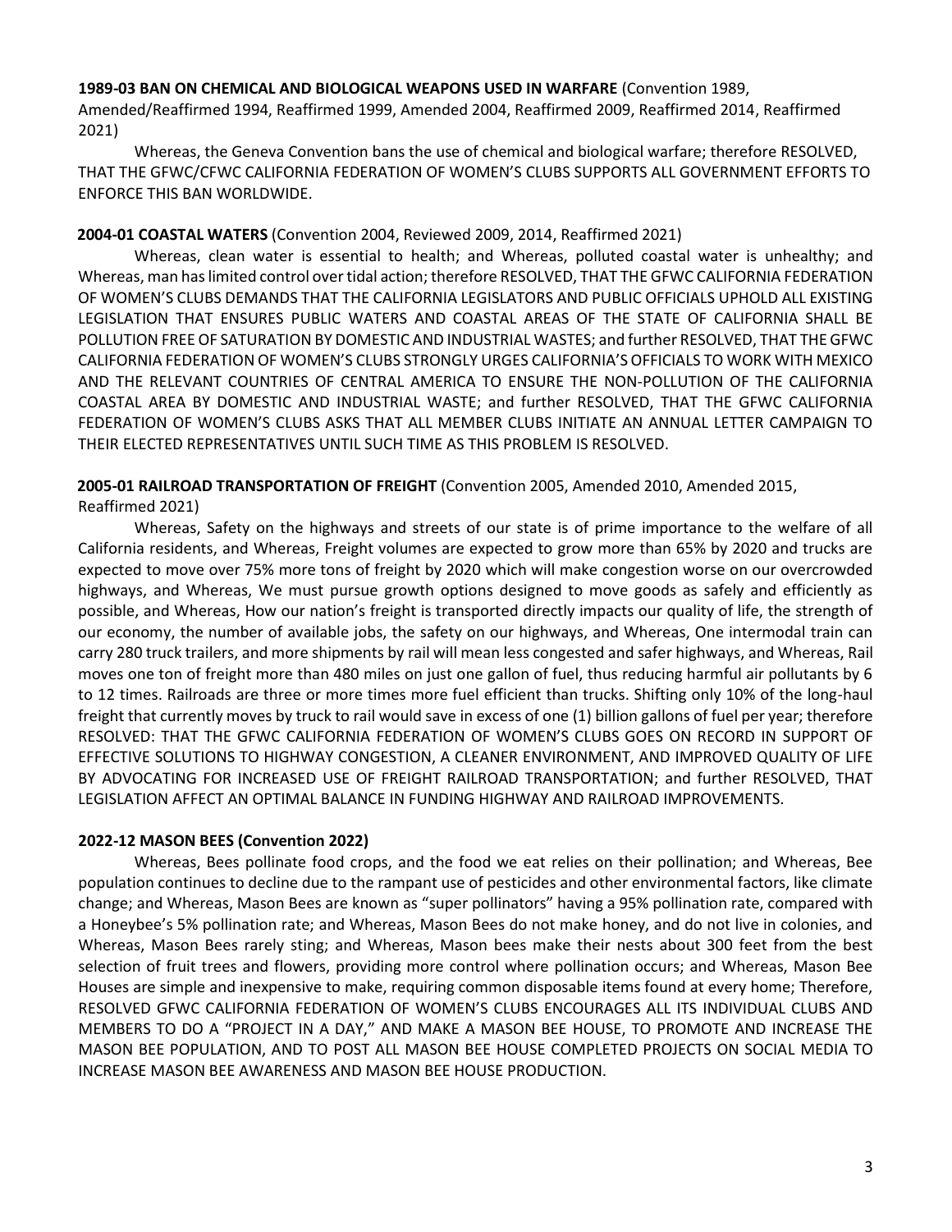**1989-03 BAN ON CHEMICAL AND BIOLOGICAL WEAPONS USED IN WARFARE** (Convention 1989, Amended/Reaffirmed 1994, Reaffirmed 1999, Amended 2004, Reaffirmed 2009, Reaffirmed 2014, Reaffirmed 2021)

Whereas, the Geneva Convention bans the use of chemical and biological warfare; therefore RESOLVED, THAT THE GFWC/CFWC CALIFORNIA FEDERATION OF WOMEN'S CLUBS SUPPORTS ALL GOVERNMENT EFFORTS TO ENFORCE THIS BAN WORLDWIDE.

**2004-01 COASTAL WATERS** (Convention 2004, Reviewed 2009, 2014, Reaffirmed 2021)

Whereas, clean water is essential to health; and Whereas, polluted coastal water is unhealthy; and Whereas, man has limited control over tidal action; therefore RESOLVED, THAT THE GFWC CALIFORNIA FEDERATION OF WOMEN'S CLUBS DEMANDS THAT THE CALIFORNIA LEGISLATORS AND PUBLIC OFFICIALS UPHOLD ALL EXISTING LEGISLATION THAT ENSURES PUBLIC WATERS AND COASTAL AREAS OF THE STATE OF CALIFORNIA SHALL BE POLLUTION FREE OF SATURATION BY DOMESTIC AND INDUSTRIAL WASTES; and further RESOLVED, THAT THE GFWC CALIFORNIA FEDERATION OF WOMEN'S CLUBS STRONGLY URGES CALIFORNIA'S OFFICIALS TO WORK WITH MEXICO AND THE RELEVANT COUNTRIES OF CENTRAL AMERICA TO ENSURE THE NON-POLLUTION OF THE CALIFORNIA COASTAL AREA BY DOMESTIC AND INDUSTRIAL WASTE; and further RESOLVED, THAT THE GFWC CALIFORNIA FEDERATION OF WOMEN'S CLUBS ASKS THAT ALL MEMBER CLUBS INITIATE AN ANNUAL LETTER CAMPAIGN TO THEIR ELECTED REPRESENTATIVES UNTIL SUCH TIME AS THIS PROBLEM IS RESOLVED.

**2005-01 RAILROAD TRANSPORTATION OF FREIGHT** (Convention 2005, Amended 2010, Amended 2015, Reaffirmed 2021)

Whereas, Safety on the highways and streets of our state is of prime importance to the welfare of all California residents, and Whereas, Freight volumes are expected to grow more than 65% by 2020 and trucks are expected to move over 75% more tons of freight by 2020 which will make congestion worse on our overcrowded highways, and Whereas, We must pursue growth options designed to move goods as safely and efficiently as possible, and Whereas, How our nation's freight is transported directly impacts our quality of life, the strength of our economy, the number of available jobs, the safety on our highways, and Whereas, One intermodal train can carry 280 truck trailers, and more shipments by rail will mean less congested and safer highways, and Whereas, Rail moves one ton of freight more than 480 miles on just one gallon of fuel, thus reducing harmful air pollutants by 6 to 12 times. Railroads are three or more times more fuel efficient than trucks. Shifting only 10% of the long-haul freight that currently moves by truck to rail would save in excess of one (1) billion gallons of fuel per year; therefore RESOLVED: THAT THE GFWC CALIFORNIA FEDERATION OF WOMEN'S CLUBS GOES ON RECORD IN SUPPORT OF EFFECTIVE SOLUTIONS TO HIGHWAY CONGESTION, A CLEANER ENVIRONMENT, AND IMPROVED QUALITY OF LIFE BY ADVOCATING FOR INCREASED USE OF FREIGHT RAILROAD TRANSPORTATION; and further RESOLVED, THAT LEGISLATION AFFECT AN OPTIMAL BALANCE IN FUNDING HIGHWAY AND RAILROAD IMPROVEMENTS.

**2022-12 MASON BEES (Convention 2022)**

Whereas, Bees pollinate food crops, and the food we eat relies on their pollination; and Whereas, Bee population continues to decline due to the rampant use of pesticides and other environmental factors, like climate change; and Whereas, Mason Bees are known as "super pollinators" having a 95% pollination rate, compared with a Honeybee's 5% pollination rate; and Whereas, Mason Bees do not make honey, and do not live in colonies, and Whereas, Mason Bees rarely sting; and Whereas, Mason bees make their nests about 300 feet from the best selection of fruit trees and flowers, providing more control where pollination occurs; and Whereas, Mason Bee Houses are simple and inexpensive to make, requiring common disposable items found at every home; Therefore, RESOLVED GFWC CALIFORNIA FEDERATION OF WOMEN'S CLUBS ENCOURAGES ALL ITS INDIVIDUAL CLUBS AND MEMBERS TO DO A "PROJECT IN A DAY," AND MAKE A MASON BEE HOUSE, TO PROMOTE AND INCREASE THE MASON BEE POPULATION, AND TO POST ALL MASON BEE HOUSE COMPLETED PROJECTS ON SOCIAL MEDIA TO INCREASE MASON BEE AWARENESS AND MASON BEE HOUSE PRODUCTION.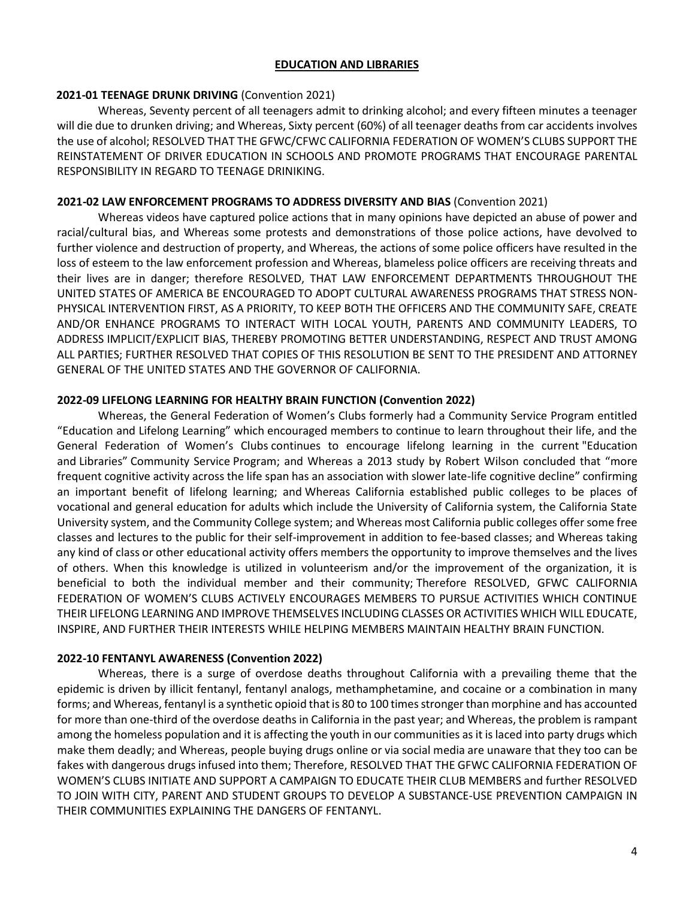## EDUCATION AND LIBRARIES

**2021-01 TEENAGE DRUNK DRIVING** (Convention 2021)

Whereas, Seventy percent of all teenagers admit to drinking alcohol; and every fifteen minutes a teenager will die due to drunken driving; and Whereas, Sixty percent (60%) of all teenager deaths from car accidents involves the use of alcohol; RESOLVED THAT THE GFWC/CFWC CALIFORNIA FEDERATION OF WOMEN'S CLUBS SUPPORT THE REINSTATEMENT OF DRIVER EDUCATION IN SCHOOLS AND PROMOTE PROGRAMS THAT ENCOURAGE PARENTAL RESPONSIBILITY IN REGARD TO TEENAGE DRINIKING.

**2021-02 LAW ENFORCEMENT PROGRAMS TO ADDRESS DIVERSITY AND BIAS** (Convention 2021)

Whereas videos have captured police actions that in many opinions have depicted an abuse of power and racial/cultural bias, and Whereas some protests and demonstrations of those police actions, have devolved to further violence and destruction of property, and Whereas, the actions of some police officers have resulted in the loss of esteem to the law enforcement profession and Whereas, blameless police officers are receiving threats and their lives are in danger; therefore RESOLVED, THAT LAW ENFORCEMENT DEPARTMENTS THROUGHOUT THE UNITED STATES OF AMERICA BE ENCOURAGED TO ADOPT CULTURAL AWARENESS PROGRAMS THAT STRESS NON-PHYSICAL INTERVENTION FIRST, AS A PRIORITY, TO KEEP BOTH THE OFFICERS AND THE COMMUNITY SAFE, CREATE AND/OR ENHANCE PROGRAMS TO INTERACT WITH LOCAL YOUTH, PARENTS AND COMMUNITY LEADERS, TO ADDRESS IMPLICIT/EXPLICIT BIAS, THEREBY PROMOTING BETTER UNDERSTANDING, RESPECT AND TRUST AMONG ALL PARTIES; FURTHER RESOLVED THAT COPIES OF THIS RESOLUTION BE SENT TO THE PRESIDENT AND ATTORNEY GENERAL OF THE UNITED STATES AND THE GOVERNOR OF CALIFORNIA.

**2022-09 LIFELONG LEARNING FOR HEALTHY BRAIN FUNCTION (Convention 2022)**

Whereas, the General Federation of Women's Clubs formerly had a Community Service Program entitled "Education and Lifelong Learning" which encouraged members to continue to learn throughout their life, and the General Federation of Women's Clubs continues to encourage lifelong learning in the current "Education and Libraries" Community Service Program; and Whereas a 2013 study by Robert Wilson concluded that "more frequent cognitive activity across the life span has an association with slower late-life cognitive decline" confirming an important benefit of lifelong learning; and Whereas California established public colleges to be places of vocational and general education for adults which include the University of California system, the California State University system, and the Community College system; and Whereas most California public colleges offer some free classes and lectures to the public for their self-improvement in addition to fee-based classes; and Whereas taking any kind of class or other educational activity offers members the opportunity to improve themselves and the lives of others. When this knowledge is utilized in volunteerism and/or the improvement of the organization, it is beneficial to both the individual member and their community; Therefore RESOLVED, GFWC CALIFORNIA FEDERATION OF WOMEN'S CLUBS ACTIVELY ENCOURAGES MEMBERS TO PURSUE ACTIVITIES WHICH CONTINUE THEIR LIFELONG LEARNING AND IMPROVE THEMSELVES INCLUDING CLASSES OR ACTIVITIES WHICH WILL EDUCATE, INSPIRE, AND FURTHER THEIR INTERESTS WHILE HELPING MEMBERS MAINTAIN HEALTHY BRAIN FUNCTION.

**2022-10 FENTANYL AWARENESS (Convention 2022)**

Whereas, there is a surge of overdose deaths throughout California with a prevailing theme that the epidemic is driven by illicit fentanyl, fentanyl analogs, methamphetamine, and cocaine or a combination in many forms; and Whereas, fentanyl is a synthetic opioid that is 80 to 100 times stronger than morphine and has accounted for more than one-third of the overdose deaths in California in the past year; and Whereas, the problem is rampant among the homeless population and it is affecting the youth in our communities as it is laced into party drugs which make them deadly; and Whereas, people buying drugs online or via social media are unaware that they too can be fakes with dangerous drugs infused into them; Therefore, RESOLVED THAT THE GFWC CALIFORNIA FEDERATION OF WOMEN'S CLUBS INITIATE AND SUPPORT A CAMPAIGN TO EDUCATE THEIR CLUB MEMBERS and further RESOLVED TO JOIN WITH CITY, PARENT AND STUDENT GROUPS TO DEVELOP A SUBSTANCE-USE PREVENTION CAMPAIGN IN THEIR COMMUNITIES EXPLAINING THE DANGERS OF FENTANYL.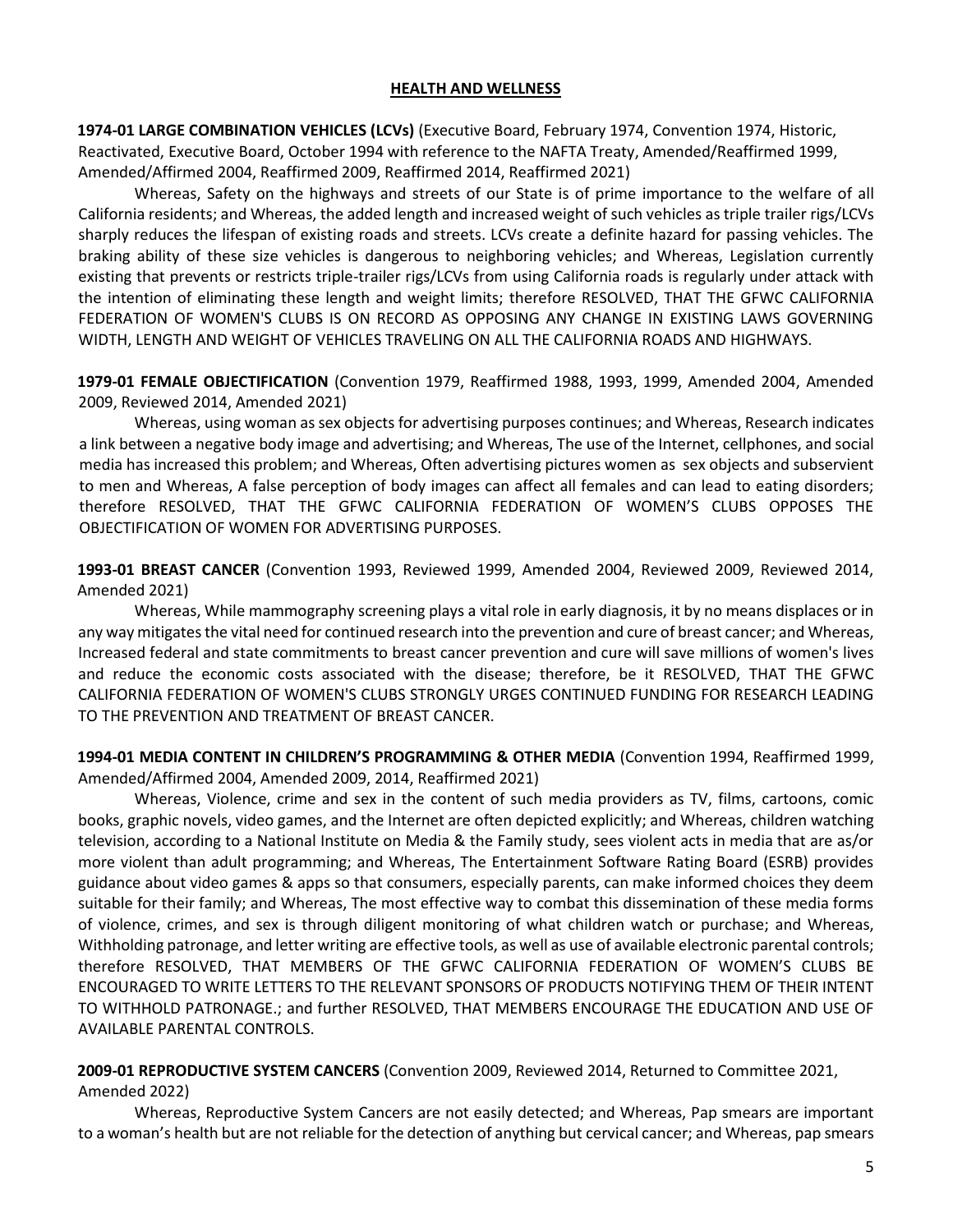## HEALTH AND WELLNESS

**1974-01 LARGE COMBINATION VEHICLES (LCVs)** (Executive Board, February 1974, Convention 1974, Historic, Reactivated, Executive Board, October 1994 with reference to the NAFTA Treaty, Amended/Reaffirmed 1999, Amended/Affirmed 2004, Reaffirmed 2009, Reaffirmed 2014, Reaffirmed 2021)

Whereas, Safety on the highways and streets of our State is of prime importance to the welfare of all California residents; and Whereas, the added length and increased weight of such vehicles as triple trailer rigs/LCVs sharply reduces the lifespan of existing roads and streets. LCVs create a definite hazard for passing vehicles. The braking ability of these size vehicles is dangerous to neighboring vehicles; and Whereas, Legislation currently existing that prevents or restricts triple-trailer rigs/LCVs from using California roads is regularly under attack with the intention of eliminating these length and weight limits; therefore RESOLVED, THAT THE GFWC CALIFORNIA FEDERATION OF WOMEN'S CLUBS IS ON RECORD AS OPPOSING ANY CHANGE IN EXISTING LAWS GOVERNING WIDTH, LENGTH AND WEIGHT OF VEHICLES TRAVELING ON ALL THE CALIFORNIA ROADS AND HIGHWAYS.

**1979-01 FEMALE OBJECTIFICATION** (Convention 1979, Reaffirmed 1988, 1993, 1999, Amended 2004, Amended 2009, Reviewed 2014, Amended 2021)

Whereas, using woman as sex objects for advertising purposes continues; and Whereas, Research indicates a link between a negative body image and advertising; and Whereas, The use of the Internet, cellphones, and social media has increased this problem; and Whereas, Often advertising pictures women as sex objects and subservient to men and Whereas, A false perception of body images can affect all females and can lead to eating disorders; therefore RESOLVED, THAT THE GFWC CALIFORNIA FEDERATION OF WOMEN'S CLUBS OPPOSES THE OBJECTIFICATION OF WOMEN FOR ADVERTISING PURPOSES.

**1993-01 BREAST CANCER** (Convention 1993, Reviewed 1999, Amended 2004, Reviewed 2009, Reviewed 2014, Amended 2021)

Whereas, While mammography screening plays a vital role in early diagnosis, it by no means displaces or in any way mitigates the vital need for continued research into the prevention and cure of breast cancer; and Whereas, Increased federal and state commitments to breast cancer prevention and cure will save millions of women's lives and reduce the economic costs associated with the disease; therefore, be it RESOLVED, THAT THE GFWC CALIFORNIA FEDERATION OF WOMEN'S CLUBS STRONGLY URGES CONTINUED FUNDING FOR RESEARCH LEADING TO THE PREVENTION AND TREATMENT OF BREAST CANCER.

**1994-01 MEDIA CONTENT IN CHILDREN'S PROGRAMMING & OTHER MEDIA** (Convention 1994, Reaffirmed 1999, Amended/Affirmed 2004, Amended 2009, 2014, Reaffirmed 2021)

Whereas, Violence, crime and sex in the content of such media providers as TV, films, cartoons, comic books, graphic novels, video games, and the Internet are often depicted explicitly; and Whereas, children watching television, according to a National Institute on Media & the Family study, sees violent acts in media that are as/or more violent than adult programming; and Whereas, The Entertainment Software Rating Board (ESRB) provides guidance about video games & apps so that consumers, especially parents, can make informed choices they deem suitable for their family; and Whereas, The most effective way to combat this dissemination of these media forms of violence, crimes, and sex is through diligent monitoring of what children watch or purchase; and Whereas, Withholding patronage, and letter writing are effective tools, as well as use of available electronic parental controls; therefore RESOLVED, THAT MEMBERS OF THE GFWC CALIFORNIA FEDERATION OF WOMEN'S CLUBS BE ENCOURAGED TO WRITE LETTERS TO THE RELEVANT SPONSORS OF PRODUCTS NOTIFYING THEM OF THEIR INTENT TO WITHHOLD PATRONAGE.; and further RESOLVED, THAT MEMBERS ENCOURAGE THE EDUCATION AND USE OF AVAILABLE PARENTAL CONTROLS.

**2009-01 REPRODUCTIVE SYSTEM CANCERS** (Convention 2009, Reviewed 2014, Returned to Committee 2021, Amended 2022)

Whereas, Reproductive System Cancers are not easily detected; and Whereas, Pap smears are important to a woman's health but are not reliable for the detection of anything but cervical cancer; and Whereas, pap smears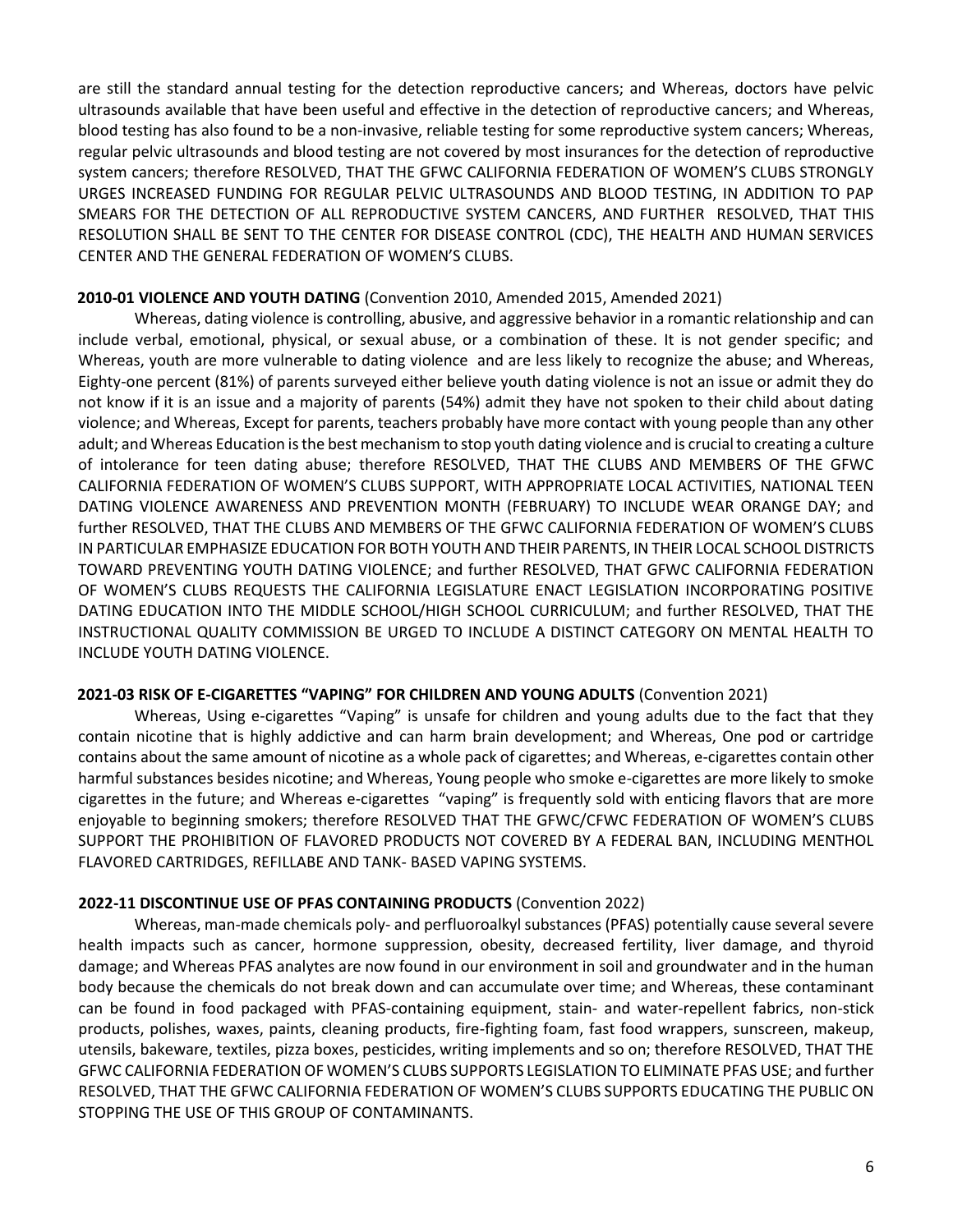are still the standard annual testing for the detection reproductive cancers; and Whereas, doctors have pelvic ultrasounds available that have been useful and effective in the detection of reproductive cancers; and Whereas, blood testing has also found to be a non-invasive, reliable testing for some reproductive system cancers; Whereas, regular pelvic ultrasounds and blood testing are not covered by most insurances for the detection of reproductive system cancers; therefore RESOLVED, THAT THE GFWC CALIFORNIA FEDERATION OF WOMEN'S CLUBS STRONGLY URGES INCREASED FUNDING FOR REGULAR PELVIC ULTRASOUNDS AND BLOOD TESTING, IN ADDITION TO PAP SMEARS FOR THE DETECTION OF ALL REPRODUCTIVE SYSTEM CANCERS, AND FURTHER RESOLVED, THAT THIS RESOLUTION SHALL BE SENT TO THE CENTER FOR DISEASE CONTROL (CDC), THE HEALTH AND HUMAN SERVICES CENTER AND THE GENERAL FEDERATION OF WOMEN'S CLUBS.

**2010-01 VIOLENCE AND YOUTH DATING** (Convention 2010, Amended 2015, Amended 2021)

Whereas, dating violence is controlling, abusive, and aggressive behavior in a romantic relationship and can include verbal, emotional, physical, or sexual abuse, or a combination of these. It is not gender specific; and Whereas, youth are more vulnerable to dating violence and are less likely to recognize the abuse; and Whereas, Eighty-one percent (81%) of parents surveyed either believe youth dating violence is not an issue or admit they do not know if it is an issue and a majority of parents (54%) admit they have not spoken to their child about dating violence; and Whereas, Except for parents, teachers probably have more contact with young people than any other adult; and Whereas Education is the best mechanism to stop youth dating violence and is crucial to creating a culture of intolerance for teen dating abuse; therefore RESOLVED, THAT THE CLUBS AND MEMBERS OF THE GFWC CALIFORNIA FEDERATION OF WOMEN'S CLUBS SUPPORT, WITH APPROPRIATE LOCAL ACTIVITIES, NATIONAL TEEN DATING VIOLENCE AWARENESS AND PREVENTION MONTH (FEBRUARY) TO INCLUDE WEAR ORANGE DAY; and further RESOLVED, THAT THE CLUBS AND MEMBERS OF THE GFWC CALIFORNIA FEDERATION OF WOMEN'S CLUBS IN PARTICULAR EMPHASIZE EDUCATION FOR BOTH YOUTH AND THEIR PARENTS, IN THEIR LOCAL SCHOOL DISTRICTS TOWARD PREVENTING YOUTH DATING VIOLENCE; and further RESOLVED, THAT GFWC CALIFORNIA FEDERATION OF WOMEN'S CLUBS REQUESTS THE CALIFORNIA LEGISLATURE ENACT LEGISLATION INCORPORATING POSITIVE DATING EDUCATION INTO THE MIDDLE SCHOOL/HIGH SCHOOL CURRICULUM; and further RESOLVED, THAT THE INSTRUCTIONAL QUALITY COMMISSION BE URGED TO INCLUDE A DISTINCT CATEGORY ON MENTAL HEALTH TO INCLUDE YOUTH DATING VIOLENCE.

**2021-03 RISK OF E-CIGARETTES "VAPING" FOR CHILDREN AND YOUNG ADULTS** (Convention 2021)

Whereas, Using e-cigarettes "Vaping" is unsafe for children and young adults due to the fact that they contain nicotine that is highly addictive and can harm brain development; and Whereas, One pod or cartridge contains about the same amount of nicotine as a whole pack of cigarettes; and Whereas, e-cigarettes contain other harmful substances besides nicotine; and Whereas, Young people who smoke e-cigarettes are more likely to smoke cigarettes in the future; and Whereas e-cigarettes "vaping" is frequently sold with enticing flavors that are more enjoyable to beginning smokers; therefore RESOLVED THAT THE GFWC/CFWC FEDERATION OF WOMEN'S CLUBS SUPPORT THE PROHIBITION OF FLAVORED PRODUCTS NOT COVERED BY A FEDERAL BAN, INCLUDING MENTHOL FLAVORED CARTRIDGES, REFILLABE AND TANK- BASED VAPING SYSTEMS.

**2022-11 DISCONTINUE USE OF PFAS CONTAINING PRODUCTS** (Convention 2022)

Whereas, man-made chemicals poly- and perfluoroalkyl substances (PFAS) potentially cause several severe health impacts such as cancer, hormone suppression, obesity, decreased fertility, liver damage, and thyroid damage; and Whereas PFAS analytes are now found in our environment in soil and groundwater and in the human body because the chemicals do not break down and can accumulate over time; and Whereas, these contaminant can be found in food packaged with PFAS-containing equipment, stain- and water-repellent fabrics, non-stick products, polishes, waxes, paints, cleaning products, fire-fighting foam, fast food wrappers, sunscreen, makeup, utensils, bakeware, textiles, pizza boxes, pesticides, writing implements and so on; therefore RESOLVED, THAT THE GFWC CALIFORNIA FEDERATION OF WOMEN'S CLUBS SUPPORTS LEGISLATION TO ELIMINATE PFAS USE; and further RESOLVED, THAT THE GFWC CALIFORNIA FEDERATION OF WOMEN'S CLUBS SUPPORTS EDUCATING THE PUBLIC ON STOPPING THE USE OF THIS GROUP OF CONTAMINANTS.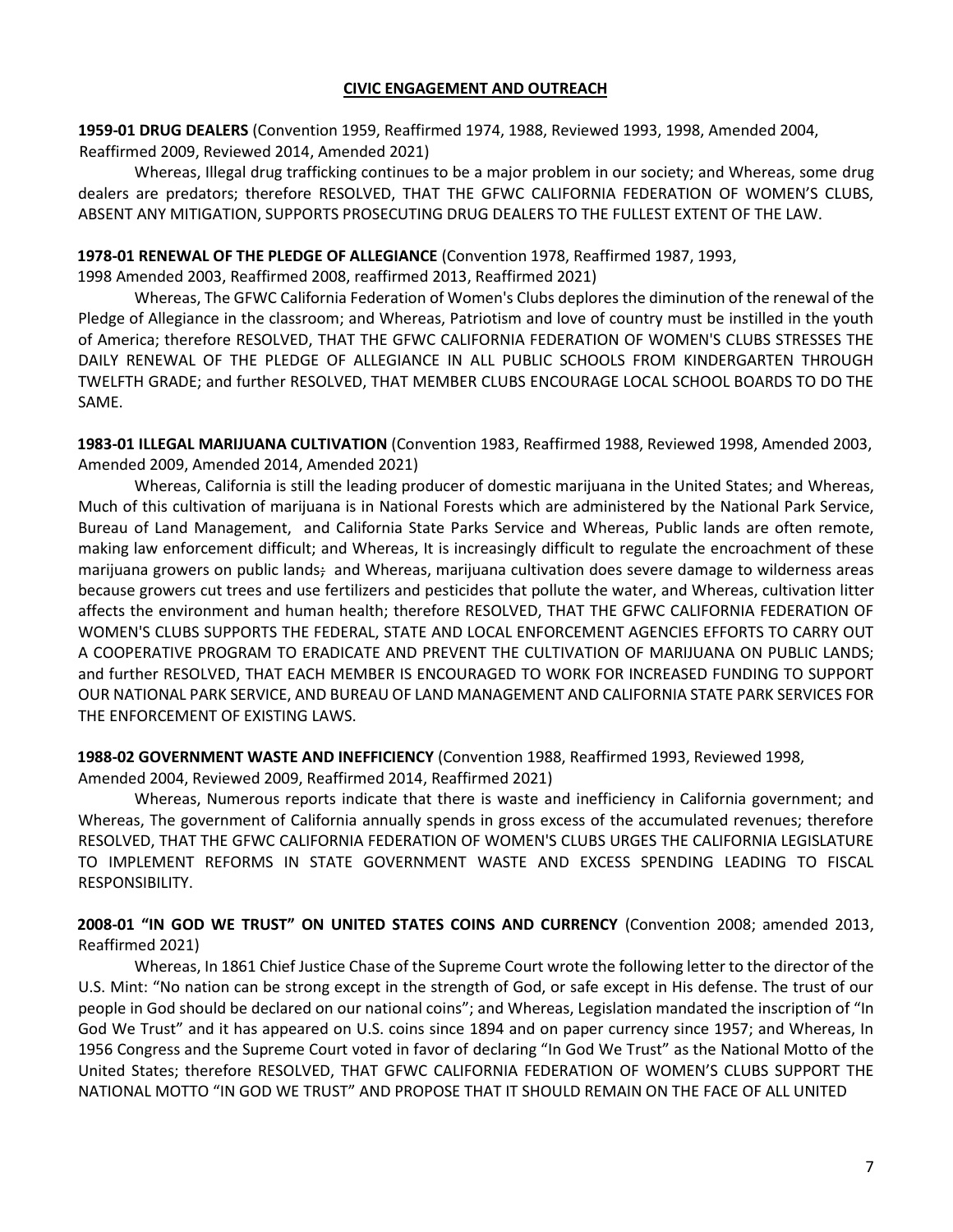## CIVIC ENGAGEMENT AND OUTREACH

**1959-01 DRUG DEALERS** (Convention 1959, Reaffirmed 1974, 1988, Reviewed 1993, 1998, Amended 2004, Reaffirmed 2009, Reviewed 2014, Amended 2021)

Whereas, Illegal drug trafficking continues to be a major problem in our society; and Whereas, some drug dealers are predators; therefore RESOLVED, THAT THE GFWC CALIFORNIA FEDERATION OF WOMEN'S CLUBS, ABSENT ANY MITIGATION, SUPPORTS PROSECUTING DRUG DEALERS TO THE FULLEST EXTENT OF THE LAW.

**1978-01 RENEWAL OF THE PLEDGE OF ALLEGIANCE** (Convention 1978, Reaffirmed 1987, 1993, 1998 Amended 2003, Reaffirmed 2008, reaffirmed 2013, Reaffirmed 2021)

Whereas, The GFWC California Federation of Women's Clubs deplores the diminution of the renewal of the Pledge of Allegiance in the classroom; and Whereas, Patriotism and love of country must be instilled in the youth of America; therefore RESOLVED, THAT THE GFWC CALIFORNIA FEDERATION OF WOMEN'S CLUBS STRESSES THE DAILY RENEWAL OF THE PLEDGE OF ALLEGIANCE IN ALL PUBLIC SCHOOLS FROM KINDERGARTEN THROUGH TWELFTH GRADE; and further RESOLVED, THAT MEMBER CLUBS ENCOURAGE LOCAL SCHOOL BOARDS TO DO THE SAME.

**1983-01 ILLEGAL MARIJUANA CULTIVATION** (Convention 1983, Reaffirmed 1988, Reviewed 1998, Amended 2003, Amended 2009, Amended 2014, Amended 2021)

Whereas, California is still the leading producer of domestic marijuana in the United States; and Whereas, Much of this cultivation of marijuana is in National Forests which are administered by the National Park Service, Bureau of Land Management, and California State Parks Service and Whereas, Public lands are often remote, making law enforcement difficult; and Whereas, It is increasingly difficult to regulate the encroachment of these marijuana growers on public lands; and Whereas, marijuana cultivation does severe damage to wilderness areas because growers cut trees and use fertilizers and pesticides that pollute the water, and Whereas, cultivation litter affects the environment and human health; therefore RESOLVED, THAT THE GFWC CALIFORNIA FEDERATION OF WOMEN'S CLUBS SUPPORTS THE FEDERAL, STATE AND LOCAL ENFORCEMENT AGENCIES EFFORTS TO CARRY OUT A COOPERATIVE PROGRAM TO ERADICATE AND PREVENT THE CULTIVATION OF MARIJUANA ON PUBLIC LANDS; and further RESOLVED, THAT EACH MEMBER IS ENCOURAGED TO WORK FOR INCREASED FUNDING TO SUPPORT OUR NATIONAL PARK SERVICE, AND BUREAU OF LAND MANAGEMENT AND CALIFORNIA STATE PARK SERVICES FOR THE ENFORCEMENT OF EXISTING LAWS.

**1988-02 GOVERNMENT WASTE AND INEFFICIENCY** (Convention 1988, Reaffirmed 1993, Reviewed 1998, Amended 2004, Reviewed 2009, Reaffirmed 2014, Reaffirmed 2021)

Whereas, Numerous reports indicate that there is waste and inefficiency in California government; and Whereas, The government of California annually spends in gross excess of the accumulated revenues; therefore RESOLVED, THAT THE GFWC CALIFORNIA FEDERATION OF WOMEN'S CLUBS URGES THE CALIFORNIA LEGISLATURE TO IMPLEMENT REFORMS IN STATE GOVERNMENT WASTE AND EXCESS SPENDING LEADING TO FISCAL RESPONSIBILITY.

**2008-01 "IN GOD WE TRUST" ON UNITED STATES COINS AND CURRENCY** (Convention 2008; amended 2013, Reaffirmed 2021)

Whereas, In 1861 Chief Justice Chase of the Supreme Court wrote the following letter to the director of the U.S. Mint: "No nation can be strong except in the strength of God, or safe except in His defense. The trust of our people in God should be declared on our national coins"; and Whereas, Legislation mandated the inscription of "In God We Trust" and it has appeared on U.S. coins since 1894 and on paper currency since 1957; and Whereas, In 1956 Congress and the Supreme Court voted in favor of declaring "In God We Trust" as the National Motto of the United States; therefore RESOLVED, THAT GFWC CALIFORNIA FEDERATION OF WOMEN'S CLUBS SUPPORT THE NATIONAL MOTTO "IN GOD WE TRUST" AND PROPOSE THAT IT SHOULD REMAIN ON THE FACE OF ALL UNITED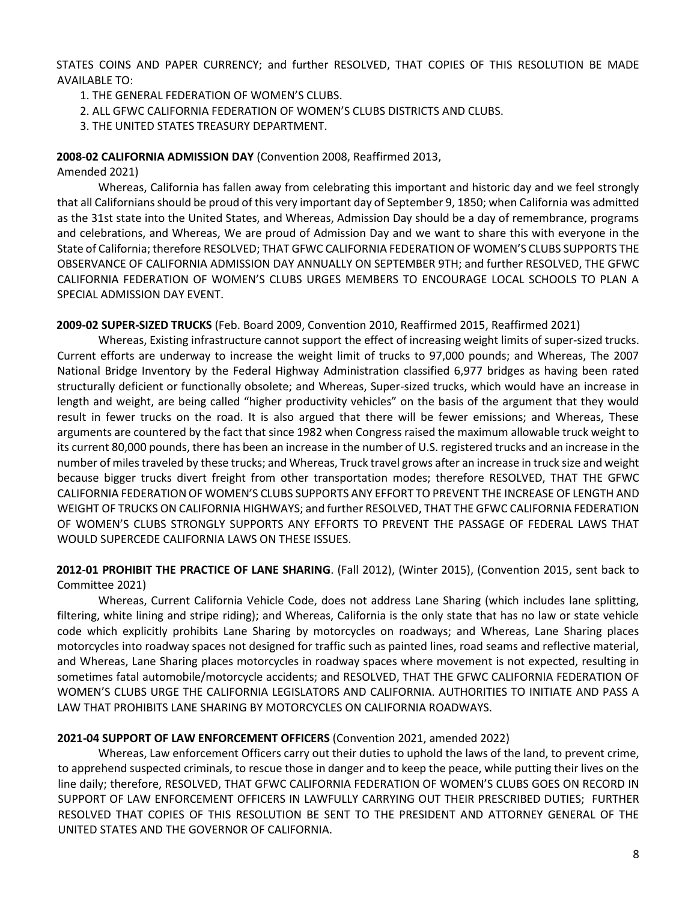STATES COINS AND PAPER CURRENCY; and further RESOLVED, THAT COPIES OF THIS RESOLUTION BE MADE AVAILABLE TO:

1. THE GENERAL FEDERATION OF WOMEN'S CLUBS.
2. ALL GFWC CALIFORNIA FEDERATION OF WOMEN'S CLUBS DISTRICTS AND CLUBS.
3. THE UNITED STATES TREASURY DEPARTMENT.

**2008-02 CALIFORNIA ADMISSION DAY** (Convention 2008, Reaffirmed 2013, Amended 2021)

Whereas, California has fallen away from celebrating this important and historic day and we feel strongly that all Californians should be proud of this very important day of September 9, 1850; when California was admitted as the 31st state into the United States, and Whereas, Admission Day should be a day of remembrance, programs and celebrations, and Whereas, We are proud of Admission Day and we want to share this with everyone in the State of California; therefore RESOLVED; THAT GFWC CALIFORNIA FEDERATION OF WOMEN'S CLUBS SUPPORTS THE OBSERVANCE OF CALIFORNIA ADMISSION DAY ANNUALLY ON SEPTEMBER 9TH; and further RESOLVED, THE GFWC CALIFORNIA FEDERATION OF WOMEN'S CLUBS URGES MEMBERS TO ENCOURAGE LOCAL SCHOOLS TO PLAN A SPECIAL ADMISSION DAY EVENT.

**2009-02 SUPER-SIZED TRUCKS** (Feb. Board 2009, Convention 2010, Reaffirmed 2015, Reaffirmed 2021)

Whereas, Existing infrastructure cannot support the effect of increasing weight limits of super-sized trucks. Current efforts are underway to increase the weight limit of trucks to 97,000 pounds; and Whereas, The 2007 National Bridge Inventory by the Federal Highway Administration classified 6,977 bridges as having been rated structurally deficient or functionally obsolete; and Whereas, Super-sized trucks, which would have an increase in length and weight, are being called "higher productivity vehicles" on the basis of the argument that they would result in fewer trucks on the road. It is also argued that there will be fewer emissions; and Whereas, These arguments are countered by the fact that since 1982 when Congress raised the maximum allowable truck weight to its current 80,000 pounds, there has been an increase in the number of U.S. registered trucks and an increase in the number of miles traveled by these trucks; and Whereas, Truck travel grows after an increase in truck size and weight because bigger trucks divert freight from other transportation modes; therefore RESOLVED, THAT THE GFWC CALIFORNIA FEDERATION OF WOMEN'S CLUBS SUPPORTS ANY EFFORT TO PREVENT THE INCREASE OF LENGTH AND WEIGHT OF TRUCKS ON CALIFORNIA HIGHWAYS; and further RESOLVED, THAT THE GFWC CALIFORNIA FEDERATION OF WOMEN'S CLUBS STRONGLY SUPPORTS ANY EFFORTS TO PREVENT THE PASSAGE OF FEDERAL LAWS THAT WOULD SUPERCEDE CALIFORNIA LAWS ON THESE ISSUES.

**2012-01 PROHIBIT THE PRACTICE OF LANE SHARING**. (Fall 2012), (Winter 2015), (Convention 2015, sent back to Committee 2021)

Whereas, Current California Vehicle Code, does not address Lane Sharing (which includes lane splitting, filtering, white lining and stripe riding); and Whereas, California is the only state that has no law or state vehicle code which explicitly prohibits Lane Sharing by motorcycles on roadways; and Whereas, Lane Sharing places motorcycles into roadway spaces not designed for traffic such as painted lines, road seams and reflective material, and Whereas, Lane Sharing places motorcycles in roadway spaces where movement is not expected, resulting in sometimes fatal automobile/motorcycle accidents; and RESOLVED, THAT THE GFWC CALIFORNIA FEDERATION OF WOMEN'S CLUBS URGE THE CALIFORNIA LEGISLATORS AND CALIFORNIA. AUTHORITIES TO INITIATE AND PASS A LAW THAT PROHIBITS LANE SHARING BY MOTORCYCLES ON CALIFORNIA ROADWAYS.

**2021-04 SUPPORT OF LAW ENFORCEMENT OFFICERS** (Convention 2021, amended 2022)

Whereas, Law enforcement Officers carry out their duties to uphold the laws of the land, to prevent crime, to apprehend suspected criminals, to rescue those in danger and to keep the peace, while putting their lives on the line daily; therefore, RESOLVED, THAT GFWC CALIFORNIA FEDERATION OF WOMEN'S CLUBS GOES ON RECORD IN SUPPORT OF LAW ENFORCEMENT OFFICERS IN LAWFULLY CARRYING OUT THEIR PRESCRIBED DUTIES; FURTHER RESOLVED THAT COPIES OF THIS RESOLUTION BE SENT TO THE PRESIDENT AND ATTORNEY GENERAL OF THE UNITED STATES AND THE GOVERNOR OF CALIFORNIA.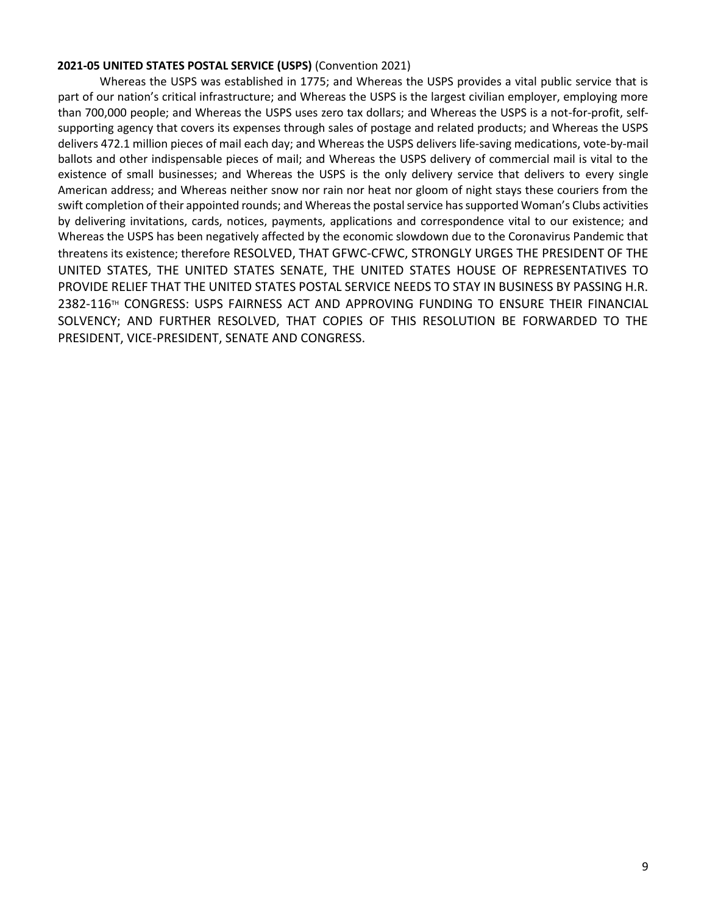**2021-05 UNITED STATES POSTAL SERVICE (USPS)** (Convention 2021)

Whereas the USPS was established in 1775; and Whereas the USPS provides a vital public service that is part of our nation's critical infrastructure; and Whereas the USPS is the largest civilian employer, employing more than 700,000 people; and Whereas the USPS uses zero tax dollars; and Whereas the USPS is a not-for-profit, self-supporting agency that covers its expenses through sales of postage and related products; and Whereas the USPS delivers 472.1 million pieces of mail each day; and Whereas the USPS delivers life-saving medications, vote-by-mail ballots and other indispensable pieces of mail; and Whereas the USPS delivery of commercial mail is vital to the existence of small businesses; and Whereas the USPS is the only delivery service that delivers to every single American address; and Whereas neither snow nor rain nor heat nor gloom of night stays these couriers from the swift completion of their appointed rounds; and Whereas the postal service has supported Woman's Clubs activities by delivering invitations, cards, notices, payments, applications and correspondence vital to our existence; and Whereas the USPS has been negatively affected by the economic slowdown due to the Coronavirus Pandemic that threatens its existence; therefore RESOLVED, THAT GFWC-CFWC, STRONGLY URGES THE PRESIDENT OF THE UNITED STATES, THE UNITED STATES SENATE, THE UNITED STATES HOUSE OF REPRESENTATIVES TO PROVIDE RELIEF THAT THE UNITED STATES POSTAL SERVICE NEEDS TO STAY IN BUSINESS BY PASSING H.R. 2382-116TH CONGRESS: USPS FAIRNESS ACT AND APPROVING FUNDING TO ENSURE THEIR FINANCIAL SOLVENCY; AND FURTHER RESOLVED, THAT COPIES OF THIS RESOLUTION BE FORWARDED TO THE PRESIDENT, VICE-PRESIDENT, SENATE AND CONGRESS.